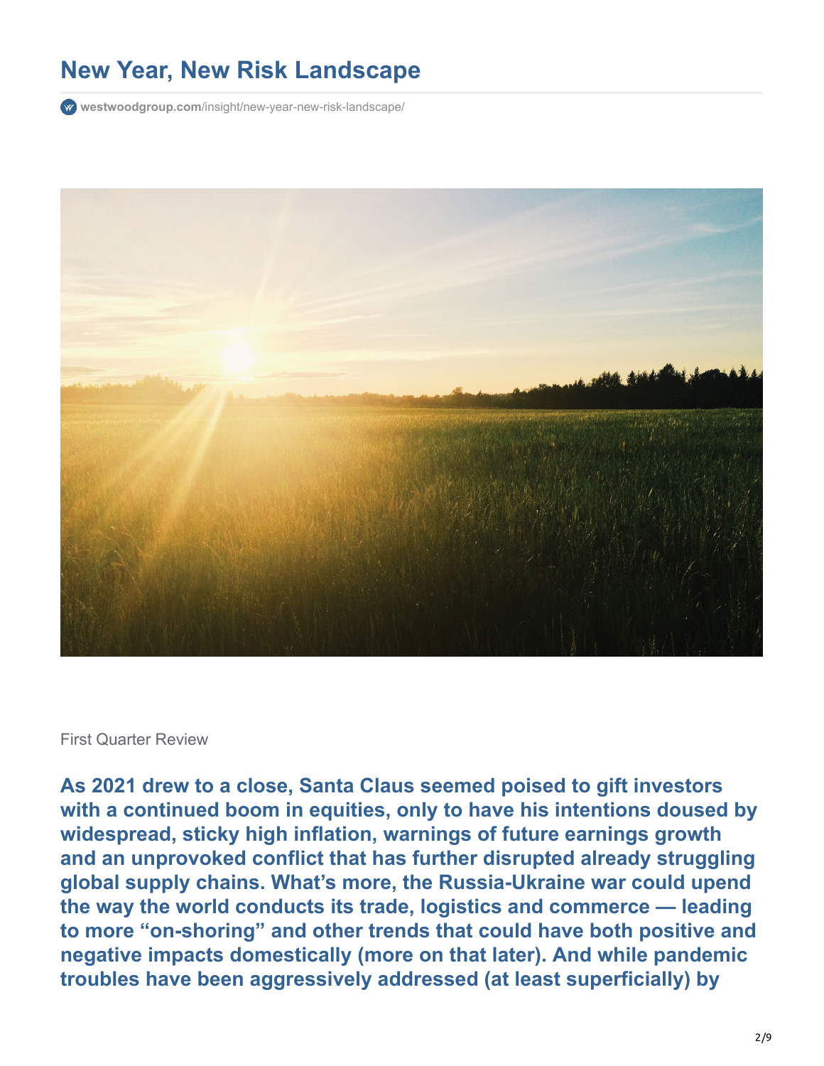# New Year, New Risk Landscape

westwoodgroup.com/insight/new-year-new-risk-landscape/

First Quarter Review

**As 2021 drew to a close, Santa Claus seemed poised to gift investors with a continued boom in equities, only to have his intentions doused by widespread, sticky high inflation, warnings of future earnings growth and an unprovoked conflict that has further disrupted already struggling global supply chains. What's more, the Russia-Ukraine war could upend the way the world conducts its trade, logistics and commerce — leading to more "on-shoring" and other trends that could have both positive and negative impacts domestically (more on that later). And while pandemic troubles have been aggressively addressed (at least superficially) by**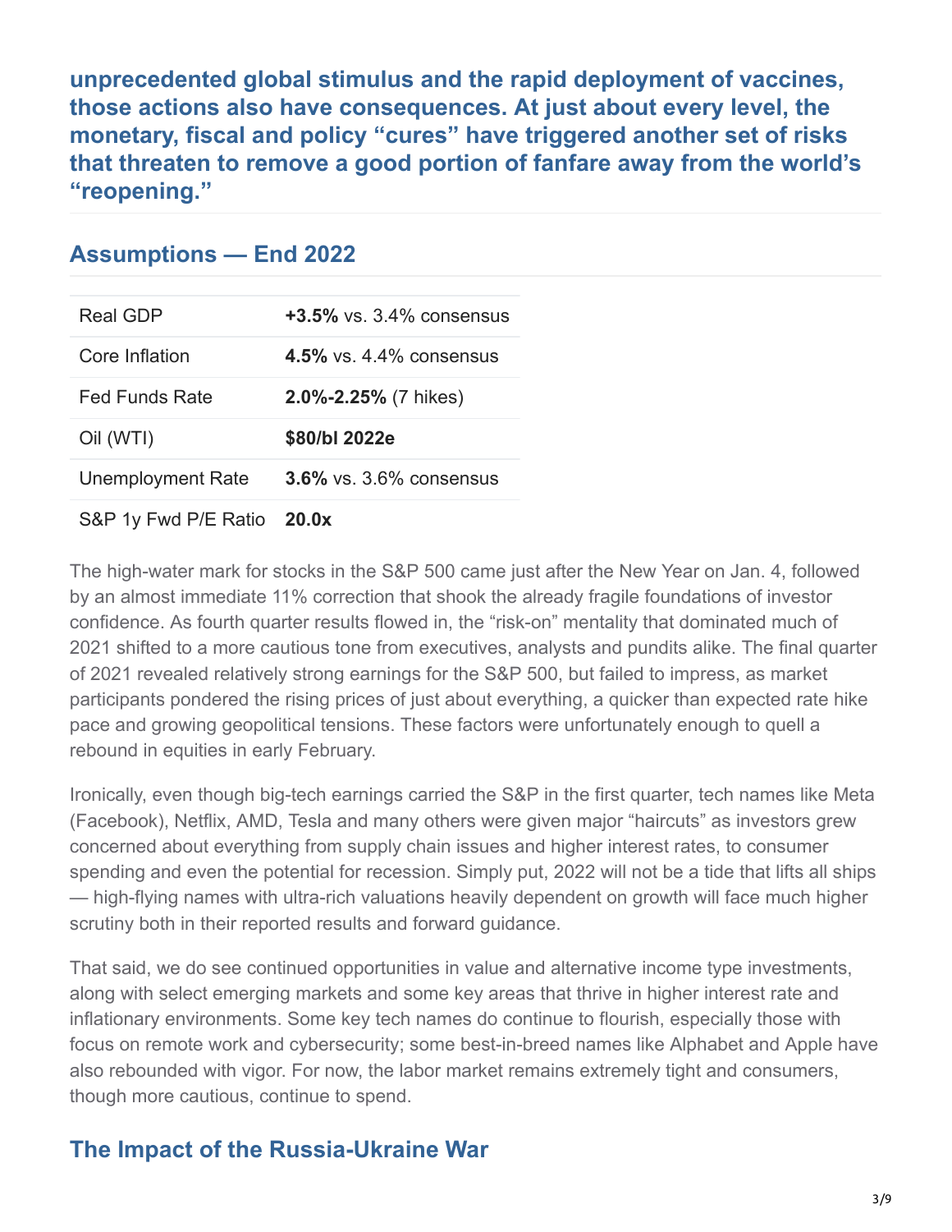**unprecedented global stimulus and the rapid deployment of vaccines, those actions also have consequences. At just about every level, the monetary, fiscal and policy "cures" have triggered another set of risks that threaten to remove a good portion of fanfare away from the world's "reopening."**

## Assumptions — End 2022

| | |
|---|---|
| Real GDP | **+3.5%** vs. 3.4% consensus |
| Core Inflation | **4.5%** vs. 4.4% consensus |
| Fed Funds Rate | **2.0%-2.25%** (7 hikes) |
| Oil (WTI) | **$80/bl 2022e** |
| Unemployment Rate | **3.6%** vs. 3.6% consensus |
| S&P 1y Fwd P/E Ratio | **20.0x** |

The high-water mark for stocks in the S&P 500 came just after the New Year on Jan. 4, followed by an almost immediate 11% correction that shook the already fragile foundations of investor confidence. As fourth quarter results flowed in, the "risk-on" mentality that dominated much of 2021 shifted to a more cautious tone from executives, analysts and pundits alike. The final quarter of 2021 revealed relatively strong earnings for the S&P 500, but failed to impress, as market participants pondered the rising prices of just about everything, a quicker than expected rate hike pace and growing geopolitical tensions. These factors were unfortunately enough to quell a rebound in equities in early February.

Ironically, even though big-tech earnings carried the S&P in the first quarter, tech names like Meta (Facebook), Netflix, AMD, Tesla and many others were given major "haircuts" as investors grew concerned about everything from supply chain issues and higher interest rates, to consumer spending and even the potential for recession. Simply put, 2022 will not be a tide that lifts all ships — high-flying names with ultra-rich valuations heavily dependent on growth will face much higher scrutiny both in their reported results and forward guidance.

That said, we do see continued opportunities in value and alternative income type investments, along with select emerging markets and some key areas that thrive in higher interest rate and inflationary environments. Some key tech names do continue to flourish, especially those with focus on remote work and cybersecurity; some best-in-breed names like Alphabet and Apple have also rebounded with vigor. For now, the labor market remains extremely tight and consumers, though more cautious, continue to spend.

## The Impact of the Russia-Ukraine War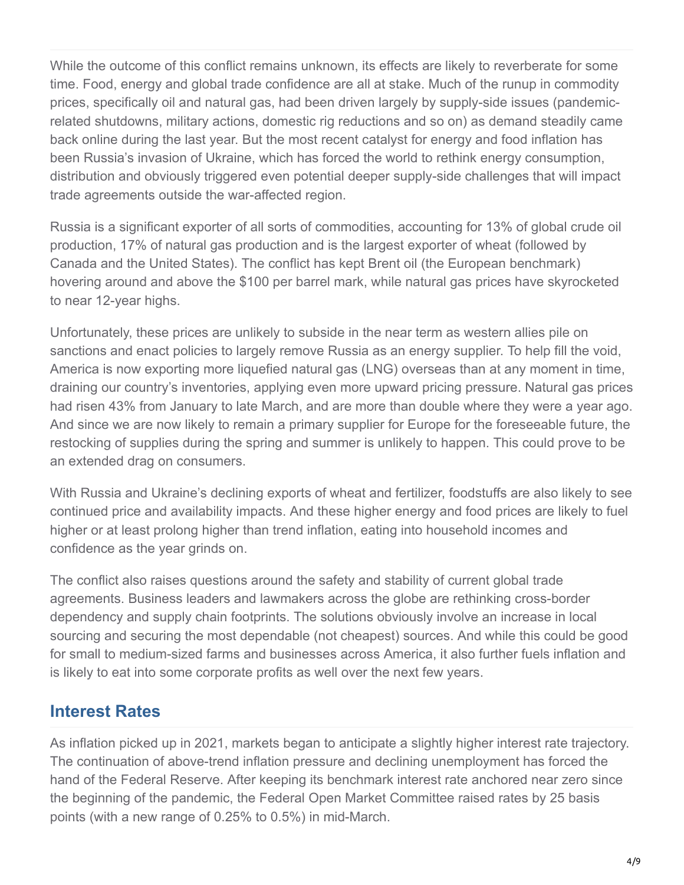While the outcome of this conflict remains unknown, its effects are likely to reverberate for some time. Food, energy and global trade confidence are all at stake. Much of the runup in commodity prices, specifically oil and natural gas, had been driven largely by supply-side issues (pandemic-related shutdowns, military actions, domestic rig reductions and so on) as demand steadily came back online during the last year. But the most recent catalyst for energy and food inflation has been Russia's invasion of Ukraine, which has forced the world to rethink energy consumption, distribution and obviously triggered even potential deeper supply-side challenges that will impact trade agreements outside the war-affected region.

Russia is a significant exporter of all sorts of commodities, accounting for 13% of global crude oil production, 17% of natural gas production and is the largest exporter of wheat (followed by Canada and the United States). The conflict has kept Brent oil (the European benchmark) hovering around and above the $100 per barrel mark, while natural gas prices have skyrocketed to near 12-year highs.

Unfortunately, these prices are unlikely to subside in the near term as western allies pile on sanctions and enact policies to largely remove Russia as an energy supplier. To help fill the void, America is now exporting more liquefied natural gas (LNG) overseas than at any moment in time, draining our country's inventories, applying even more upward pricing pressure. Natural gas prices had risen 43% from January to late March, and are more than double where they were a year ago. And since we are now likely to remain a primary supplier for Europe for the foreseeable future, the restocking of supplies during the spring and summer is unlikely to happen. This could prove to be an extended drag on consumers.

With Russia and Ukraine's declining exports of wheat and fertilizer, foodstuffs are also likely to see continued price and availability impacts. And these higher energy and food prices are likely to fuel higher or at least prolong higher than trend inflation, eating into household incomes and confidence as the year grinds on.

The conflict also raises questions around the safety and stability of current global trade agreements. Business leaders and lawmakers across the globe are rethinking cross-border dependency and supply chain footprints. The solutions obviously involve an increase in local sourcing and securing the most dependable (not cheapest) sources. And while this could be good for small to medium-sized farms and businesses across America, it also further fuels inflation and is likely to eat into some corporate profits as well over the next few years.

## Interest Rates

As inflation picked up in 2021, markets began to anticipate a slightly higher interest rate trajectory. The continuation of above-trend inflation pressure and declining unemployment has forced the hand of the Federal Reserve. After keeping its benchmark interest rate anchored near zero since the beginning of the pandemic, the Federal Open Market Committee raised rates by 25 basis points (with a new range of 0.25% to 0.5%) in mid-March.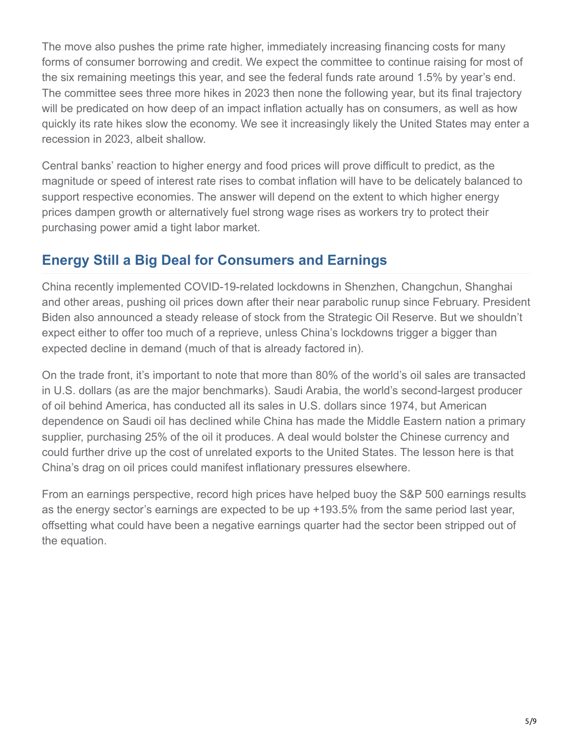The move also pushes the prime rate higher, immediately increasing financing costs for many forms of consumer borrowing and credit. We expect the committee to continue raising for most of the six remaining meetings this year, and see the federal funds rate around 1.5% by year's end. The committee sees three more hikes in 2023 then none the following year, but its final trajectory will be predicated on how deep of an impact inflation actually has on consumers, as well as how quickly its rate hikes slow the economy. We see it increasingly likely the United States may enter a recession in 2023, albeit shallow.

Central banks' reaction to higher energy and food prices will prove difficult to predict, as the magnitude or speed of interest rate rises to combat inflation will have to be delicately balanced to support respective economies. The answer will depend on the extent to which higher energy prices dampen growth or alternatively fuel strong wage rises as workers try to protect their purchasing power amid a tight labor market.

## Energy Still a Big Deal for Consumers and Earnings

China recently implemented COVID-19-related lockdowns in Shenzhen, Changchun, Shanghai and other areas, pushing oil prices down after their near parabolic runup since February. President Biden also announced a steady release of stock from the Strategic Oil Reserve. But we shouldn't expect either to offer too much of a reprieve, unless China's lockdowns trigger a bigger than expected decline in demand (much of that is already factored in).

On the trade front, it's important to note that more than 80% of the world's oil sales are transacted in U.S. dollars (as are the major benchmarks). Saudi Arabia, the world's second-largest producer of oil behind America, has conducted all its sales in U.S. dollars since 1974, but American dependence on Saudi oil has declined while China has made the Middle Eastern nation a primary supplier, purchasing 25% of the oil it produces. A deal would bolster the Chinese currency and could further drive up the cost of unrelated exports to the United States. The lesson here is that China's drag on oil prices could manifest inflationary pressures elsewhere.

From an earnings perspective, record high prices have helped buoy the S&P 500 earnings results as the energy sector's earnings are expected to be up +193.5% from the same period last year, offsetting what could have been a negative earnings quarter had the sector been stripped out of the equation.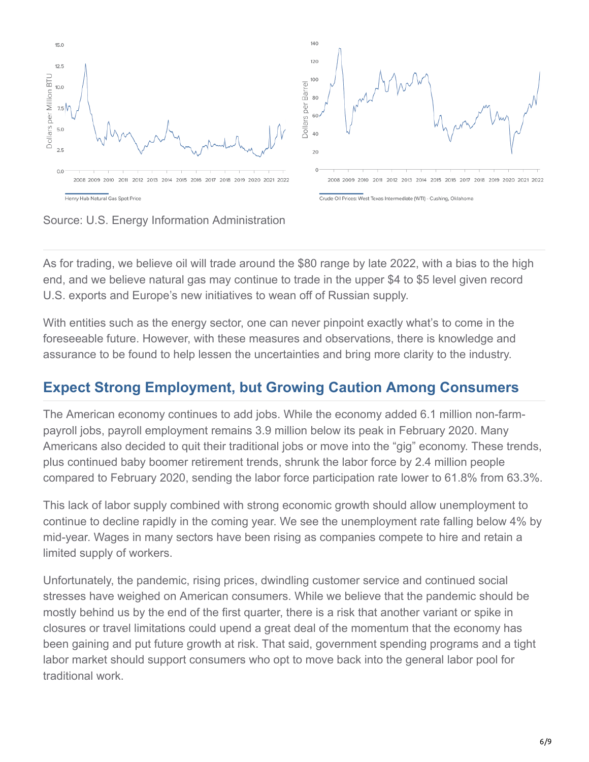Source: U.S. Energy Administration

As for trading, we believe oil will trade around the $80 range by late 2022, with a bias to the high end, and we believe natural gas may continue to trade in the upper $4 to $5 level given record U.S. exports and Europe's new initiatives to wean off of Russian supply.

With entities such as the energy sector, one can never pinpoint exactly what's to come in the foreseeable future. However, with these measures and observations, there is knowledge and assurance to be found to help lessen the uncertainties and bring more clarity to the industry.

## Expect Strong Employment, but Growing Caution Among Consumers

The American economy continues to add jobs. While the economy added 6.1 million non-farm-payroll jobs, payroll employment remains 3.9 million below its peak in February 2020. Many Americans also decided to quit their traditional jobs or move into the "gig" economy. These trends, plus continued baby boomer retirement trends, shrunk the labor force by 2.4 million people compared to February 2020, sending the labor force participation rate lower to 61.8% from 63.3%.

This lack of labor supply combined with strong economic growth should allow unemployment to continue to decline rapidly in the coming year. We see the unemployment rate falling below 4% by mid-year. Wages in many sectors have been rising as companies compete to hire and retain a limited supply of workers.

Unfortunately, the pandemic, rising prices, dwindling customer service and continued social stresses have weighed on American consumers. While we believe that the pandemic should be mostly behind us by the end of the first quarter, there is a risk that another variant or spike in closures or travel limitations could upend a great deal of the momentum that the economy has been gaining and put future growth at risk. That said, government spending programs and a tight labor market should support consumers who opt to move back into the general labor pool for traditional work.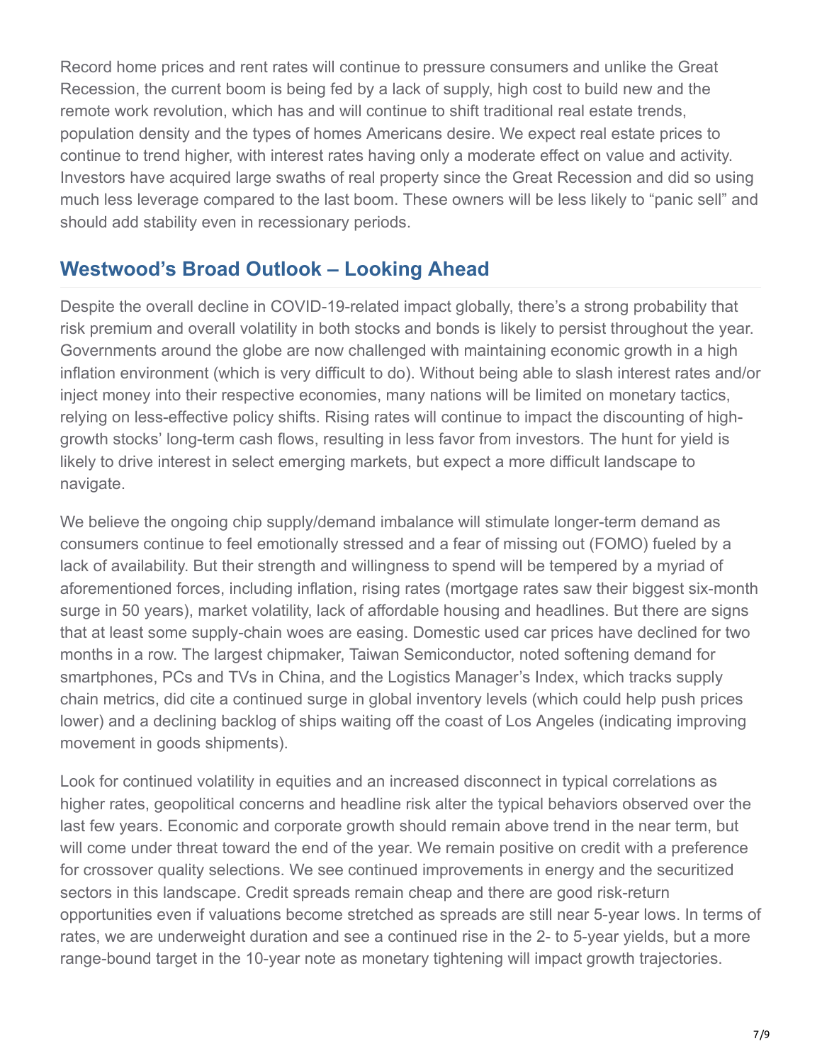Record home prices and rent rates will continue to pressure consumers and unlike the Great Recession, the current boom is being fed by a lack of supply, high cost to build new and the remote work revolution, which has and will continue to shift traditional real estate trends, population density and the types of homes Americans desire. We expect real estate prices to continue to trend higher, with interest rates having only a moderate effect on value and activity. Investors have acquired large swaths of real property since the Great Recession and did so using much less leverage compared to the last boom. These owners will be less likely to "panic sell" and should add stability even in recessionary periods.

## Westwood's Broad Outlook – Looking Ahead

Despite the overall decline in COVID-19-related impact globally, there's a strong probability that risk premium and overall volatility in both stocks and bonds is likely to persist throughout the year. Governments around the globe are now challenged with maintaining economic growth in a high inflation environment (which is very difficult to do). Without being able to slash interest rates and/or inject money into their respective economies, many nations will be limited on monetary tactics, relying on less-effective policy shifts. Rising rates will continue to impact the discounting of high-growth stocks' long-term cash flows, resulting in less favor from investors. The hunt for yield is likely to drive interest in select emerging markets, but expect a more difficult landscape to navigate.

We believe the ongoing chip supply/demand imbalance will stimulate longer-term demand as consumers continue to feel emotionally stressed and a fear of missing out (FOMO) fueled by a lack of availability. But their strength and willingness to spend will be tempered by a myriad of aforementioned forces, including inflation, rising rates (mortgage rates saw their biggest six-month surge in 50 years), market volatility, lack of affordable housing and headlines. But there are signs that at least some supply-chain woes are easing. Domestic used car prices have declined for two months in a row. The largest chipmaker, Taiwan Semiconductor, noted softening demand for smartphones, PCs and TVs in China, and the Logistics Manager's Index, which tracks supply chain metrics, did cite a continued surge in global inventory levels (which could help push prices lower) and a declining backlog of ships waiting off the coast of Los Angeles (indicating improving movement in goods shipments).

Look for continued volatility in equities and an increased disconnect in typical correlations as higher rates, geopolitical concerns and headline risk alter the typical behaviors observed over the last few years. Economic and corporate growth should remain above trend in the near term, but will come under threat toward the end of the year. We remain positive on credit with a preference for crossover quality selections. We see continued improvements in energy and the securitized sectors in this landscape. Credit spreads remain cheap and there are good risk-return opportunities even if valuations become stretched as spreads are still near 5-year lows. In terms of rates, we are underweight duration and see a continued rise in the 2- to 5-year yields, but a more range-bound target in the 10-year note as monetary tightening will impact growth trajectories.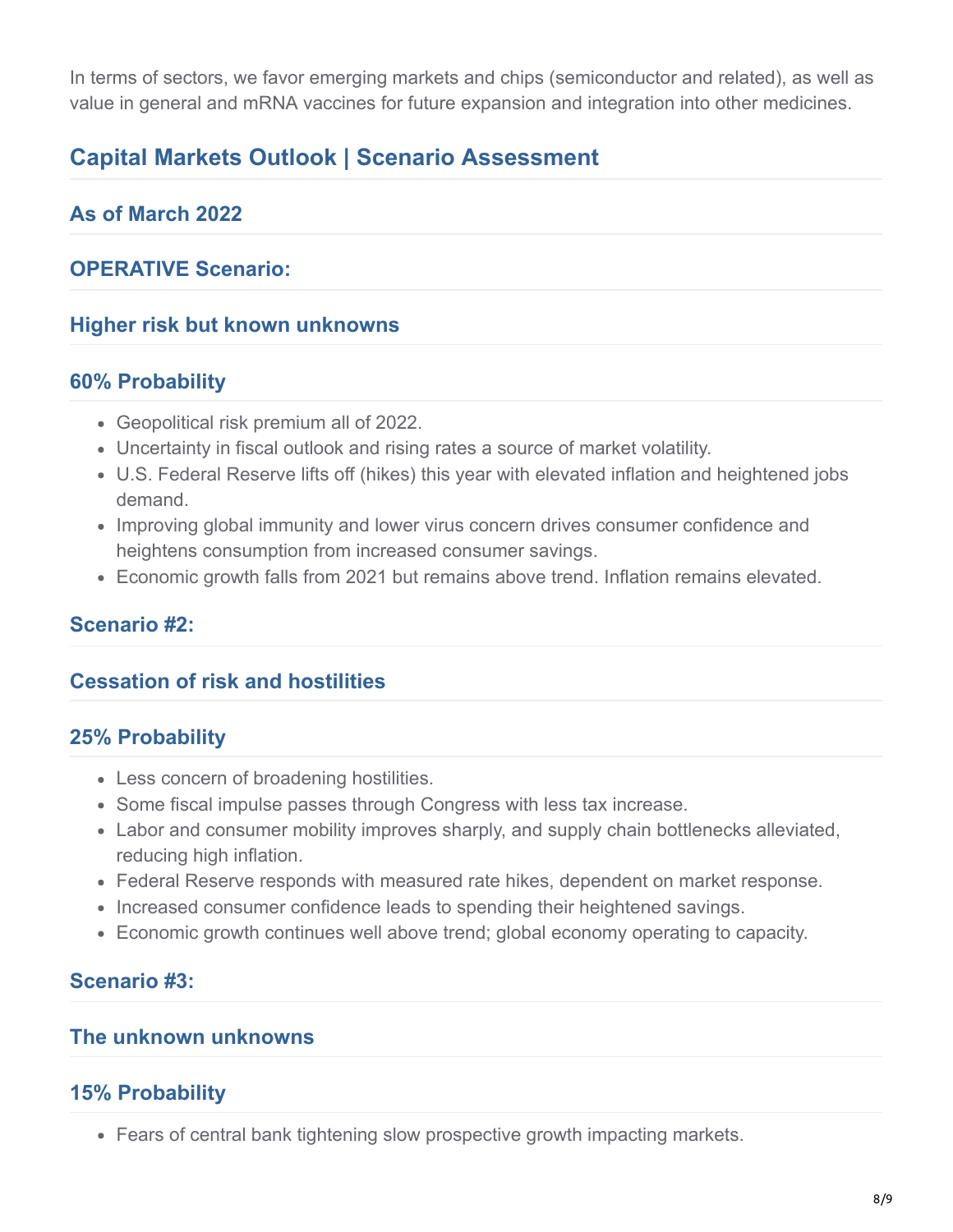In terms of sectors, we favor emerging markets and chips (semiconductor and related), as well as value in general and mRNA vaccines for future expansion and integration into other medicines.

## Capital Markets Outlook | Scenario Assessment

### As of March 2022

### OPERATIVE Scenario:

### Higher risk but known unknowns

### 60% Probability

- Geopolitical risk premium all of 2022.
- Uncertainty in fiscal outlook and rising rates a source of market volatility.
- U.S. Federal Reserve lifts off (hikes) this year with elevated inflation and heightened jobs demand.
- Improving global immunity and lower virus concern drives consumer confidence and heightens consumption from increased consumer savings.
- Economic growth falls from 2021 but remains above trend. Inflation remains elevated.

### Scenario #2:

### Cessation of risk and hostilities

### 25% Probability

- Less concern of broadening hostilities.
- Some fiscal impulse passes through Congress with less tax increase.
- Labor and consumer mobility improves sharply, and supply chain bottlenecks alleviated, reducing high inflation.
- Federal Reserve responds with measured rate hikes, dependent on market response.
- Increased consumer confidence leads to spending their heightened savings.
- Economic growth continues well above trend; global economy operating to capacity.

### Scenario #3:

### The unknown unknowns

### 15% Probability

- Fears of central bank tightening slow prospective growth impacting markets.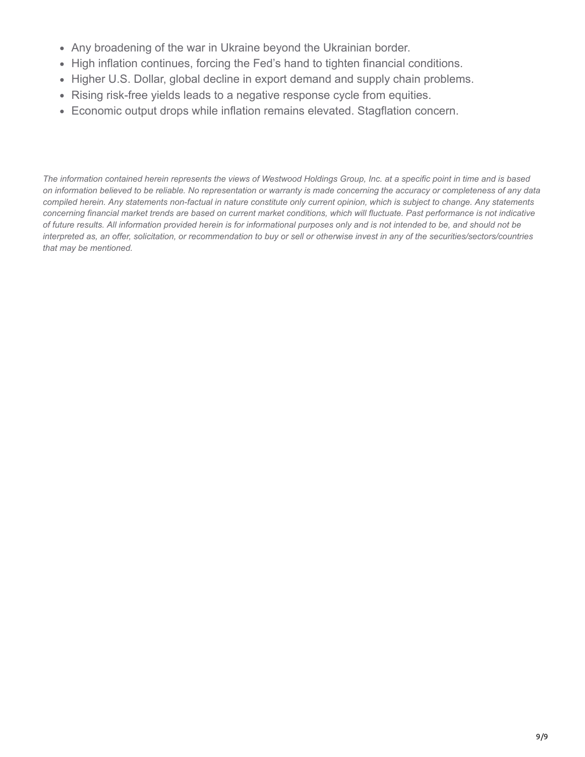- Any broadening of the war in Ukraine beyond the Ukrainian border.
- High inflation continues, forcing the Fed's hand to tighten financial conditions.
- Higher U.S. Dollar, global decline in export demand and supply chain problems.
- Rising risk-free yields leads to a negative response cycle from equities.
- Economic output drops while inflation remains elevated. Stagflation concern.

*The information contained herein represents the views of Westwood Holdings Group, Inc. at a specific point in time and is based on information believed to be reliable. No representation or warranty is made concerning the accuracy or completeness of any data compiled herein. Any statements non-factual in nature constitute only current opinion, which is subject to change. Any statements concerning financial market trends are based on current market conditions, which will fluctuate. Past performance is not indicative of future results. All information provided herein is for informational purposes only and is not intended to be, and should not be interpreted as, an offer, solicitation, or recommendation to buy or sell or otherwise invest in any of the securities/sectors/countries that may be mentioned.*